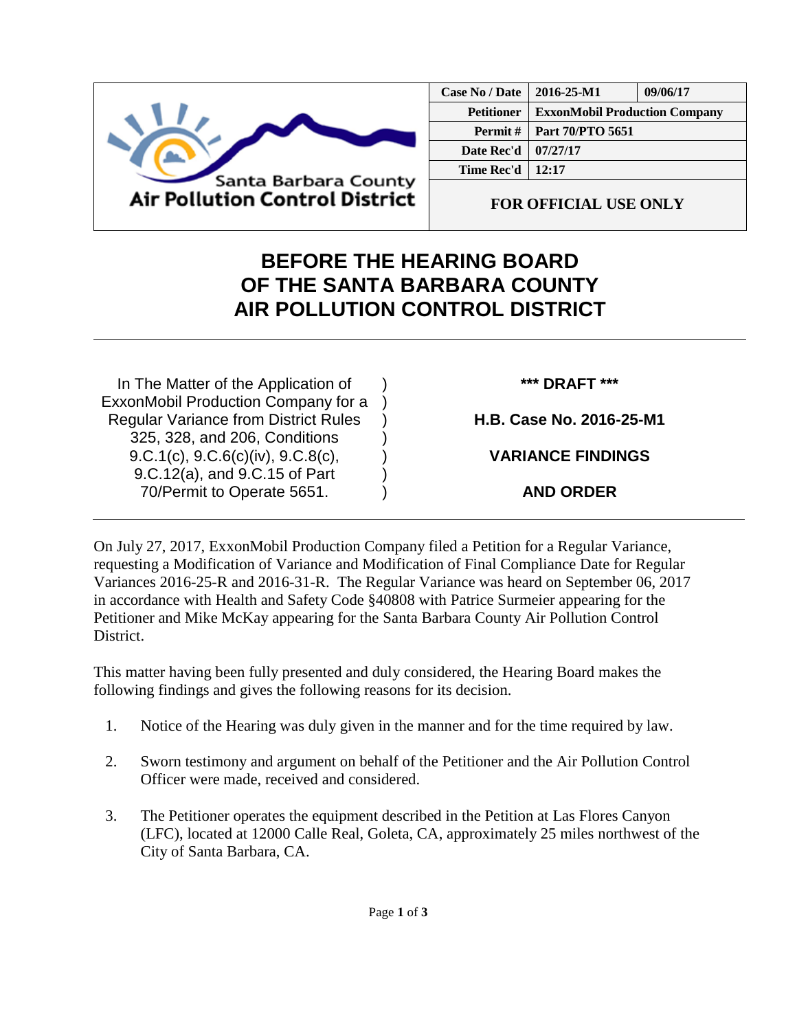Santa Barbara County
Air Pollution Control District

| Case No / Date | 2016-25-M1 | 09/06/17 |
| --- | --- | --- |
| Petitioner | ExxonMobil Production Company | |
| Permit # | Part 70/PTO 5651 | |
| Date Rec'd | 07/27/17 | |
| Time Rec'd | 12:17 | |

**FOR OFFICIAL USE ONLY**

# BEFORE THE HEARING BOARD OF THE SANTA BARBARA COUNTY AIR POLLUTION CONTROL DISTRICT

In The Matter of the Application of ExxonMobil Production Company for a Regular Variance from District Rules 325, 328, and 206, Conditions 9.C.1(c), 9.C.6(c)(iv), 9.C.8(c), 9.C.12(a), and 9.C.15 of Part 70/Permit to Operate 5651.

**\*\*\* DRAFT \*\*\***

**H.B. Case No. 2016-25-M1**

**VARIANCE FINDINGS AND ORDER**

---

On July 27, 2017, ExxonMobil Production Company filed a Petition for a Regular Variance, requesting a Modification of Variance and Modification of Final Compliance Date for Regular Variances 2016-25-R and 2016-31-R. The Regular Variance was heard on September 06, 2017 in accordance with Health and Safety Code §40808 with Patrice Surmeier appearing for the Petitioner and Mike McKay appearing for the Santa Barbara County Air Pollution Control District.

This matter having been fully presented and duly considered, the Hearing Board makes the following findings and gives the following reasons for its decision.

1. Notice of the Hearing was duly given in the manner and for the time required by law.

2. Sworn testimony and argument on behalf of the Petitioner and the Air Pollution Control Officer were made, received and considered.

3. The Petitioner operates the equipment described in the Petition at Las Flores Canyon (LFC), located at 12000 Calle Real, Goleta, CA, approximately 25 miles northwest of the City of Santa Barbara, CA.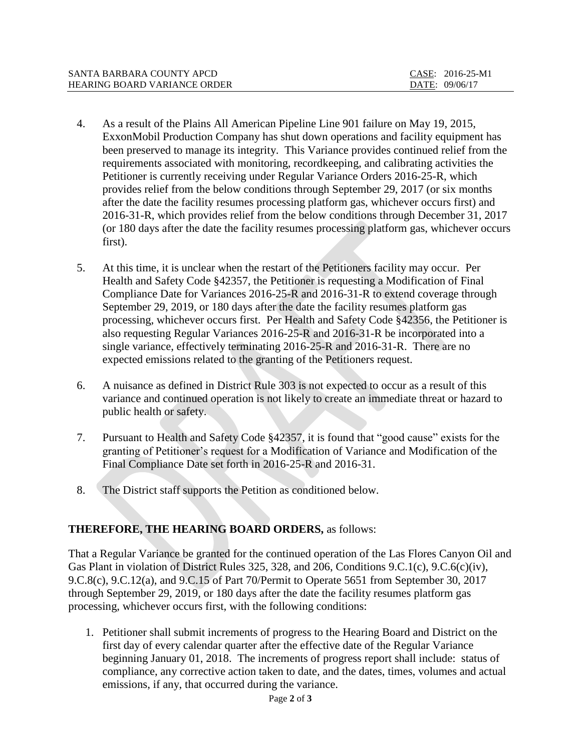4. As a result of the Plains All American Pipeline Line 901 failure on May 19, 2015, ExxonMobil Production Company has shut down operations and facility equipment has been preserved to manage its integrity. This Variance provides continued relief from the requirements associated with monitoring, recordkeeping, and calibrating activities the Petitioner is currently receiving under Regular Variance Orders 2016-25-R, which provides relief from the below conditions through September 29, 2017 (or six months after the date the facility resumes processing platform gas, whichever occurs first) and 2016-31-R, which provides relief from the below conditions through December 31, 2017 (or 180 days after the date the facility resumes processing platform gas, whichever occurs first).

5. At this time, it is unclear when the restart of the Petitioners facility may occur. Per Health and Safety Code §42357, the Petitioner is requesting a Modification of Final Compliance Date for Variances 2016-25-R and 2016-31-R to extend coverage through September 29, 2019, or 180 days after the date the facility resumes platform gas processing, whichever occurs first. Per Health and Safety Code §42356, the Petitioner is also requesting Regular Variances 2016-25-R and 2016-31-R be incorporated into a single variance, effectively terminating 2016-25-R and 2016-31-R. There are no expected emissions related to the granting of the Petitioners request.

6. A nuisance as defined in District Rule 303 is not expected to occur as a result of this variance and continued operation is not likely to create an immediate threat or hazard to public health or safety.

7. Pursuant to Health and Safety Code §42357, it is found that "good cause" exists for the granting of Petitioner's request for a Modification of Variance and Modification of the Final Compliance Date set forth in 2016-25-R and 2016-31.

8. The District staff supports the Petition as conditioned below.

**THEREFORE, THE HEARING BOARD ORDERS,** as follows:

That a Regular Variance be granted for the continued operation of the Las Flores Canyon Oil and Gas Plant in violation of District Rules 325, 328, and 206, Conditions 9.C.1(c), 9.C.6(c)(iv), 9.C.8(c), 9.C.12(a), and 9.C.15 of Part 70/Permit to Operate 5651 from September 30, 2017 through September 29, 2019, or 180 days after the date the facility resumes platform gas processing, whichever occurs first, with the following conditions:

1. Petitioner shall submit increments of progress to the Hearing Board and District on the first day of every calendar quarter after the effective date of the Regular Variance beginning January 01, 2018. The increments of progress report shall include: status of compliance, any corrective action taken to date, and the dates, times, volumes and actual emissions, if any, that occurred during the variance.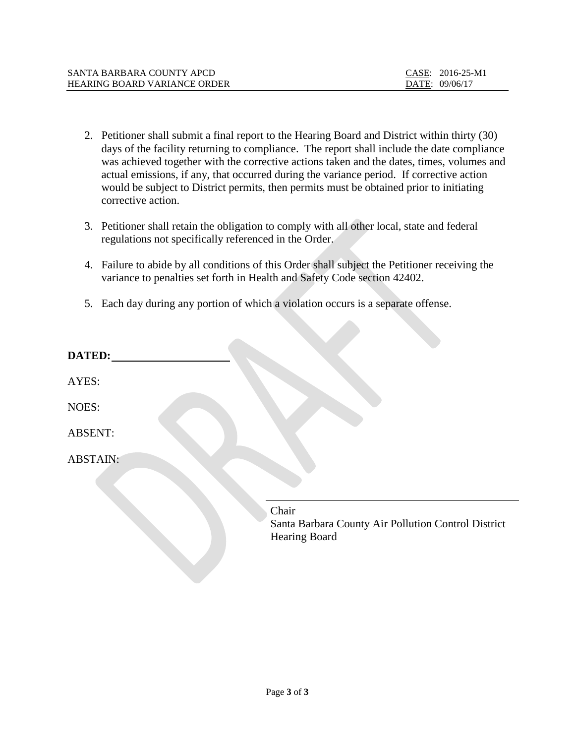2. Petitioner shall submit a final report to the Hearing Board and District within thirty (30) days of the facility returning to compliance. The report shall include the date compliance was achieved together with the corrective actions taken and the dates, times, volumes and actual emissions, if any, that occurred during the variance period. If corrective action would be subject to District permits, then permits must be obtained prior to initiating corrective action.

3. Petitioner shall retain the obligation to comply with all other local, state and federal regulations not specifically referenced in the Order.

4. Failure to abide by all conditions of this Order shall subject the Petitioner receiving the variance to penalties set forth in Health and Safety Code section 42402.

5. Each day during any portion of which a violation occurs is a separate offense.

**DATED:** \_\_\_\_\_\_\_\_\_\_\_\_\_\_\_\_\_\_\_\_

AYES:

NOES:

ABSENT:

ABSTAIN:

\_\_\_\_\_\_\_\_\_\_\_\_\_\_\_\_\_\_\_\_\_\_\_\_\_\_\_\_\_\_\_\_\_\_\_\_\_\_\_\_

Chair
Santa Barbara County Air Pollution Control District
Hearing Board